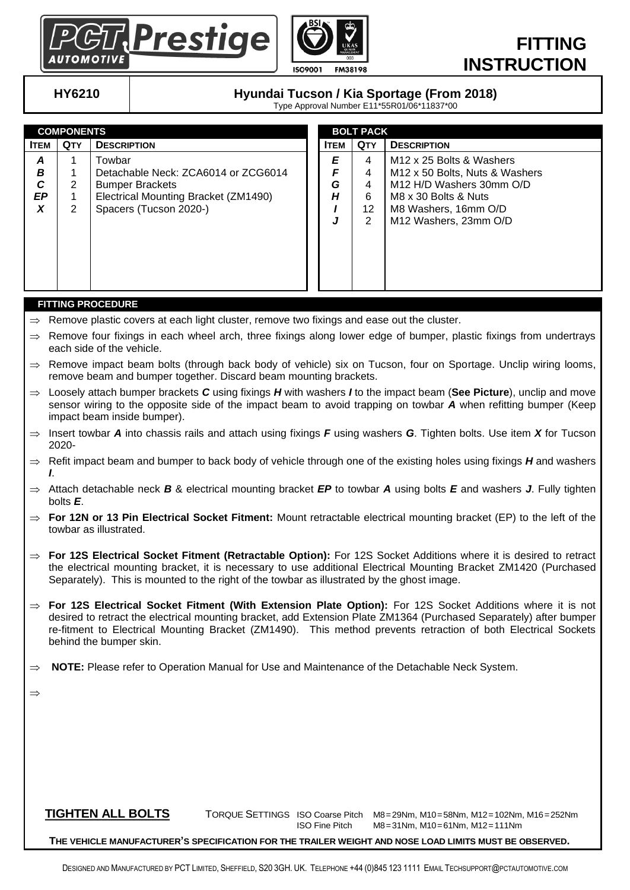# FITTING INSTRUCTION

PCT Prestige AUTOMOTIVE — ISO9001 FM38198

**HY6210** | **Hyundai Tucson / Kia Sportage (From 2018)**
Type Approval Number E11*55R01/06*11837*00

## COMPONENTS

| ITEM | QTY | DESCRIPTION |
|---|---|---|
| *A* | 1 | Towbar |
| *B* | 1 | Detachable Neck: ZCA6014 or ZCG6014 |
| *C* | 2 | Bumper Brackets |
| *EP* | 1 | Electrical Mounting Bracket (ZM1490) |
| *X* | 2 | Spacers (Tucson 2020-) |

## BOLT PACK

| ITEM | QTY | DESCRIPTION |
|---|---|---|
| *E* | 4 | M12 x 25 Bolts & Washers |
| *F* | 4 | M12 x 50 Bolts, Nuts & Washers |
| *G* | 4 | M12 H/D Washers 30mm O/D |
| *H* | 6 | M8 x 30 Bolts & Nuts |
| *I* | 12 | M8 Washers, 16mm O/D |
| *J* | 2 | M12 Washers, 23mm O/D |

## FITTING PROCEDURE

- ⇒ Remove plastic covers at each light cluster, remove two fixings and ease out the cluster.
- ⇒ Remove four fixings in each wheel arch, three fixings along lower edge of bumper, plastic fixings from undertrays each side of the vehicle.
- ⇒ Remove impact beam bolts (through back body of vehicle) six on Tucson, four on Sportage. Unclip wiring looms, remove beam and bumper together. Discard beam mounting brackets.
- ⇒ Loosely attach bumper brackets ***C*** using fixings ***H*** with washers ***I*** to the impact beam (**See Picture**), unclip and move sensor wiring to the opposite side of the impact beam to avoid trapping on towbar ***A*** when refitting bumper (Keep impact beam inside bumper).
- ⇒ Insert towbar ***A*** into chassis rails and attach using fixings ***F*** using washers ***G***. Tighten bolts. Use item ***X*** for Tucson 2020-
- ⇒ Refit impact beam and bumper to back body of vehicle through one of the existing holes using fixings ***H*** and washers ***I***.
- ⇒ Attach detachable neck ***B*** & electrical mounting bracket ***EP*** to towbar ***A*** using bolts ***E*** and washers ***J***. Fully tighten bolts ***E***.
- ⇒ **For 12N or 13 Pin Electrical Socket Fitment:** Mount retractable electrical mounting bracket (EP) to the left of the towbar as illustrated.
- ⇒ **For 12S Electrical Socket Fitment (Retractable Option):** For 12S Socket Additions where it is desired to retract the electrical mounting bracket, it is necessary to use additional Electrical Mounting Bracket ZM1420 (Purchased Separately). This is mounted to the right of the towbar as illustrated by the ghost image.
- ⇒ **For 12S Electrical Socket Fitment (With Extension Plate Option):** For 12S Socket Additions where it is not desired to retract the electrical mounting bracket, add Extension Plate ZM1364 (Purchased Separately) after bumper re-fitment to Electrical Mounting Bracket (ZM1490). This method prevents retraction of both Electrical Sockets behind the bumper skin.
- ⇒ **NOTE:** Please refer to Operation Manual for Use and Maintenance of the Detachable Neck System.
- ⇒

**TIGHTEN ALL BOLTS**

TORQUE SETTINGS ISO Coarse Pitch M8=29Nm, M10=58Nm, M12=102Nm, M16=252Nm
ISO Fine Pitch M8=31Nm, M10=61Nm, M12=111Nm

**THE VEHICLE MANUFACTURER'S SPECIFICATION FOR THE TRAILER WEIGHT AND NOSE LOAD LIMITS MUST BE OBSERVED.**

DESIGNED AND MANUFACTURED BY PCT LIMITED, SHEFFIELD, S20 3GH. UK. TELEPHONE +44 (0)845 123 1111 EMAIL TECHSUPPORT@PCTAUTOMOTIVE.COM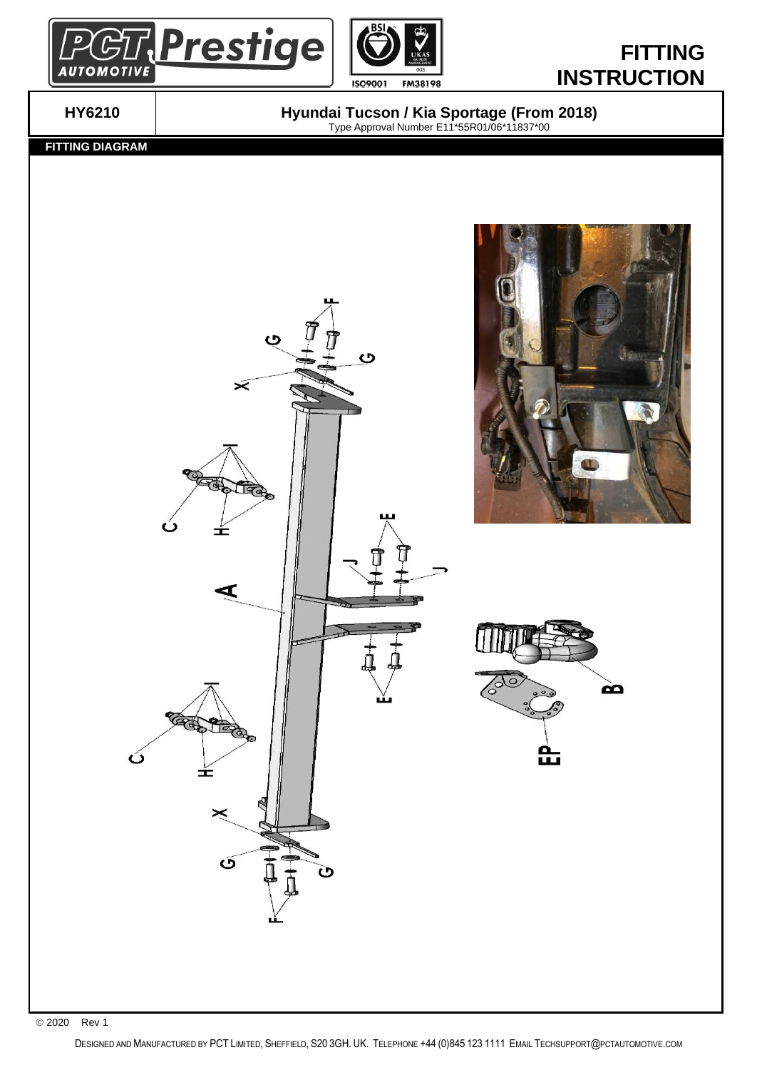# FITTING INSTRUCTION

| HY6210 | Hyundai Tucson / Kia Sportage (From 2018) Type Approval Number E11*55R01/06*11837*00 |
| --- | --- |

**FITTING DIAGRAM**

© 2020 Rev 1

DESIGNED AND MANUFACTURED BY PCT LIMITED, SHEFFIELD, S20 3GH. UK. TELEPHONE +44 (0)845 123 1111 EMAIL TECHSUPPORT@PCTAUTOMOTIVE.COM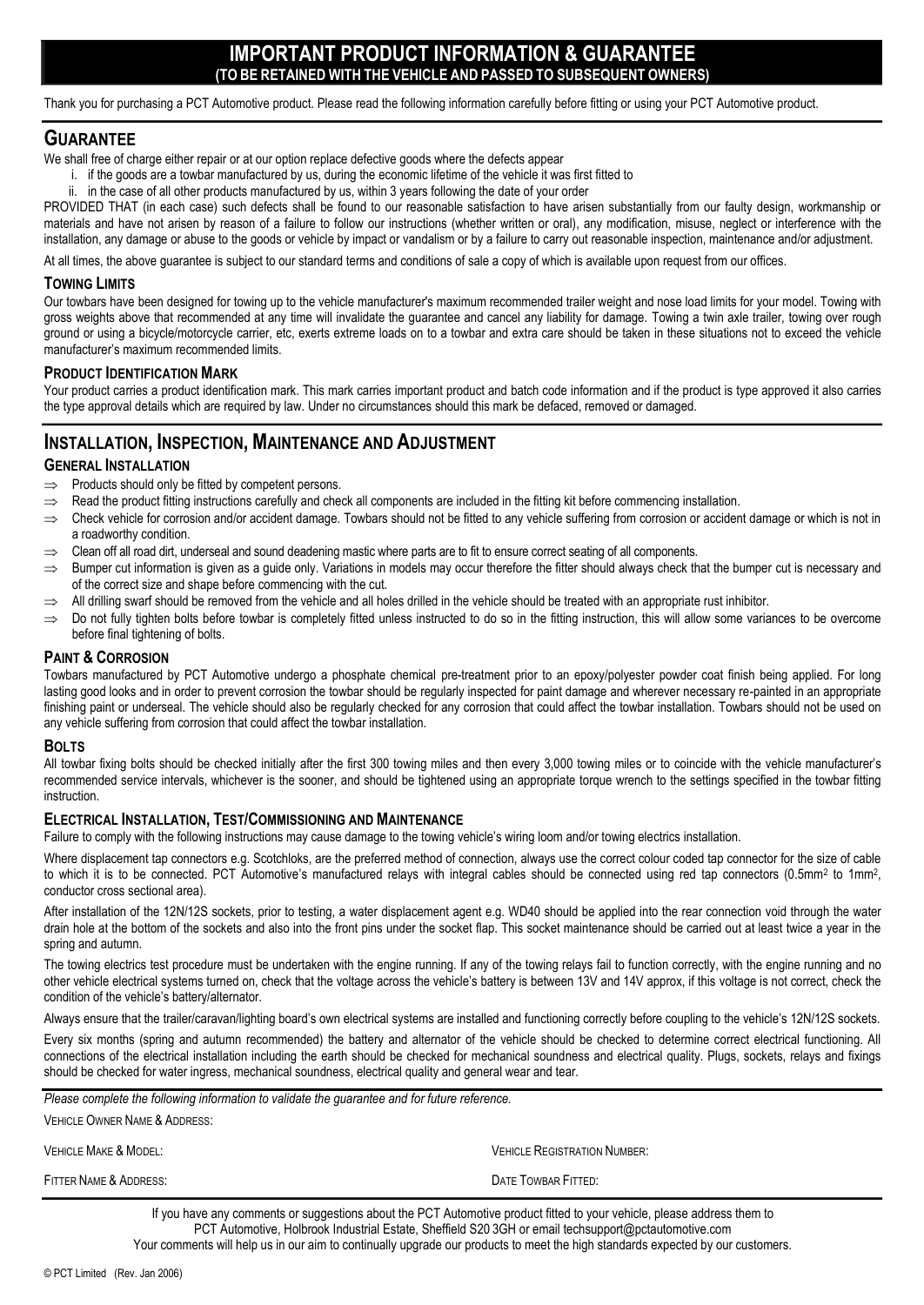# IMPORTANT PRODUCT INFORMATION & GUARANTEE

**(TO BE RETAINED WITH THE VEHICLE AND PASSED TO SUBSEQUENT OWNERS)**

Thank you for purchasing a PCT Automotive product. Please read the following information carefully before fitting or using your PCT Automotive product.

## GUARANTEE

We shall free of charge either repair or at our option replace defective goods where the defects appear

i. if the goods are a towbar manufactured by us, during the economic lifetime of the vehicle it was first fitted to
ii. in the case of all other products manufactured by us, within 3 years following the date of your order

PROVIDED THAT (in each case) such defects shall be found to our reasonable satisfaction to have arisen substantially from our faulty design, workmanship or materials and have not arisen by reason of a failure to follow our instructions (whether written or oral), any modification, misuse, neglect or interference with the installation, any damage or abuse to the goods or vehicle by impact or vandalism or by a failure to carry out reasonable inspection, maintenance and/or adjustment.

At all times, the above guarantee is subject to our standard terms and conditions of sale a copy of which is available upon request from our offices.

### TOWING LIMITS

Our towbars have been designed for towing up to the vehicle manufacturer's maximum recommended trailer weight and nose load limits for your model. Towing with gross weights above that recommended at any time will invalidate the guarantee and cancel any liability for damage. Towing a twin axle trailer, towing over rough ground or using a bicycle/motorcycle carrier, etc, exerts extreme loads on to a towbar and extra care should be taken in these situations not to exceed the vehicle manufacturer's maximum recommended limits.

### PRODUCT IDENTIFICATION MARK

Your product carries a product identification mark. This mark carries important product and batch code information and if the product is type approved it also carries the type approval details which are required by law. Under no circumstances should this mark be defaced, removed or damaged.

## INSTALLATION, INSPECTION, MAINTENANCE AND ADJUSTMENT

### GENERAL INSTALLATION

- ⇒ Products should only be fitted by competent persons.
- ⇒ Read the product fitting instructions carefully and check all components are included in the fitting kit before commencing installation.
- ⇒ Check vehicle for corrosion and/or accident damage. Towbars should not be fitted to any vehicle suffering from corrosion or accident damage or which is not in a roadworthy condition.
- ⇒ Clean off all road dirt, underseal and sound deadening mastic where parts are to fit to ensure correct seating of all components.
- ⇒ Bumper cut information is given as a guide only. Variations in models may occur therefore the fitter should always check that the bumper cut is necessary and of the correct size and shape before commencing with the cut.
- ⇒ All drilling swarf should be removed from the vehicle and all holes drilled in the vehicle should be treated with an appropriate rust inhibitor.
- ⇒ Do not fully tighten bolts before towbar is completely fitted unless instructed to do so in the fitting instruction, this will allow some variances to be overcome before final tightening of bolts.

### PAINT & CORROSION

Towbars manufactured by PCT Automotive undergo a phosphate chemical pre-treatment prior to an epoxy/polyester powder coat finish being applied. For long lasting good looks and in order to prevent corrosion the towbar should be regularly inspected for paint damage and wherever necessary re-painted in an appropriate finishing paint or underseal. The vehicle should also be regularly checked for any corrosion that could affect the towbar installation. Towbars should not be used on any vehicle suffering from corrosion that could affect the towbar installation.

### BOLTS

All towbar fixing bolts should be checked initially after the first 300 towing miles and then every 3,000 towing miles or to coincide with the vehicle manufacturer's recommended service intervals, whichever is the sooner, and should be tightened using an appropriate torque wrench to the settings specified in the towbar fitting instruction.

### ELECTRICAL INSTALLATION, TEST/COMMISSIONING AND MAINTENANCE

Failure to comply with the following instructions may cause damage to the towing vehicle's wiring loom and/or towing electrics installation.

Where displacement tap connectors e.g. Scotchloks, are the preferred method of connection, always use the correct colour coded tap connector for the size of cable to which it is to be connected. PCT Automotive's manufactured relays with integral cables should be connected using red tap connectors ($0.5mm^2$ to $1mm^2$, conductor cross sectional area).

After installation of the 12N/12S sockets, prior to testing, a water displacement agent e.g. WD40 should be applied into the rear connection void through the water drain hole at the bottom of the sockets and also into the front pins under the socket flap. This socket maintenance should be carried out at least twice a year in the spring and autumn.

The towing electrics test procedure must be undertaken with the engine running. If any of the towing relays fail to function correctly, with the engine running and no other vehicle electrical systems turned on, check that the voltage across the vehicle's battery is between 13V and 14V approx, if this voltage is not correct, check the condition of the vehicle's battery/alternator.

Always ensure that the trailer/caravan/lighting board's own electrical systems are installed and functioning correctly before coupling to the vehicle's 12N/12S sockets.

Every six months (spring and autumn recommended) the battery and alternator of the vehicle should be checked to determine correct electrical functioning. All connections of the electrical installation including the earth should be checked for mechanical soundness and electrical quality. Plugs, sockets, relays and fixings should be checked for water ingress, mechanical soundness, electrical quality and general wear and tear.

*Please complete the following information to validate the guarantee and for future reference.*

VEHICLE OWNER NAME & ADDRESS:

VEHICLE MAKE & MODEL: VEHICLE REGISTRATION NUMBER:

FITTER NAME & ADDRESS: DATE TOWBAR FITTED:

If you have any comments or suggestions about the PCT Automotive product fitted to your vehicle, please address them to PCT Automotive, Holbrook Industrial Estate, Sheffield S20 3GH or email techsupport@pctautomotive.com
Your comments will help us in our aim to continually upgrade our products to meet the high standards expected by our customers.

© PCT Limited (Rev. Jan 2006)